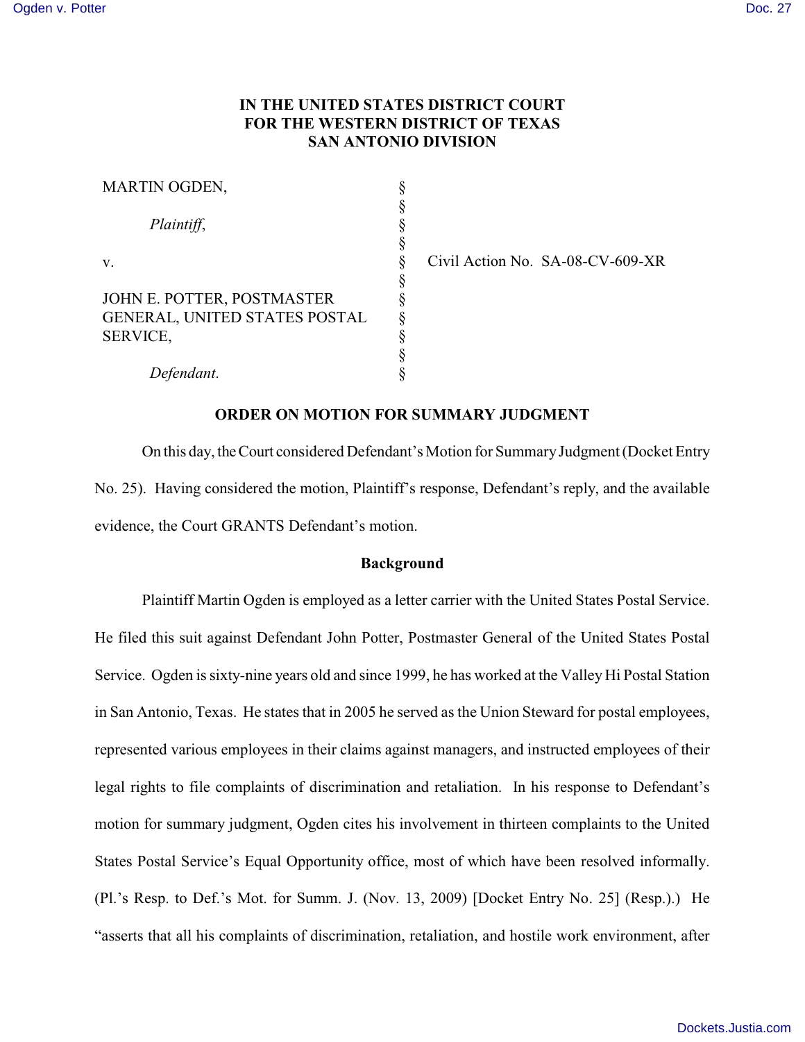# IN THE UNITED STATES DISTRICT COURT
# FOR THE WESTERN DISTRICT OF TEXAS
# SAN ANTONIO DIVISION

| | | |
|---|---|---|
| MARTIN OGDEN, | § | |
| | § | |
| *Plaintiff*, | § | |
| | § | |
| v. | § | Civil Action No. SA-08-CV-609-XR |
| | § | |
| JOHN E. POTTER, POSTMASTER GENERAL, UNITED STATES POSTAL SERVICE, | § | |
| | § | |
| *Defendant*. | § | |

## ORDER ON MOTION FOR SUMMARY JUDGMENT

On this day, the Court considered Defendant's Motion for Summary Judgment (Docket Entry No. 25). Having considered the motion, Plaintiff's response, Defendant's reply, and the available evidence, the Court GRANTS Defendant's motion.

## Background

Plaintiff Martin Ogden is employed as a letter carrier with the United States Postal Service. He filed this suit against Defendant John Potter, Postmaster General of the United States Postal Service. Ogden is sixty-nine years old and since 1999, he has worked at the Valley Hi Postal Station in San Antonio, Texas. He states that in 2005 he served as the Union Steward for postal employees, represented various employees in their claims against managers, and instructed employees of their legal rights to file complaints of discrimination and retaliation. In his response to Defendant's motion for summary judgment, Ogden cites his involvement in thirteen complaints to the United States Postal Service's Equal Opportunity office, most of which have been resolved informally. (Pl.'s Resp. to Def.'s Mot. for Summ. J. (Nov. 13, 2009) [Docket Entry No. 25] (Resp.).) He "asserts that all his complaints of discrimination, retaliation, and hostile work environment, after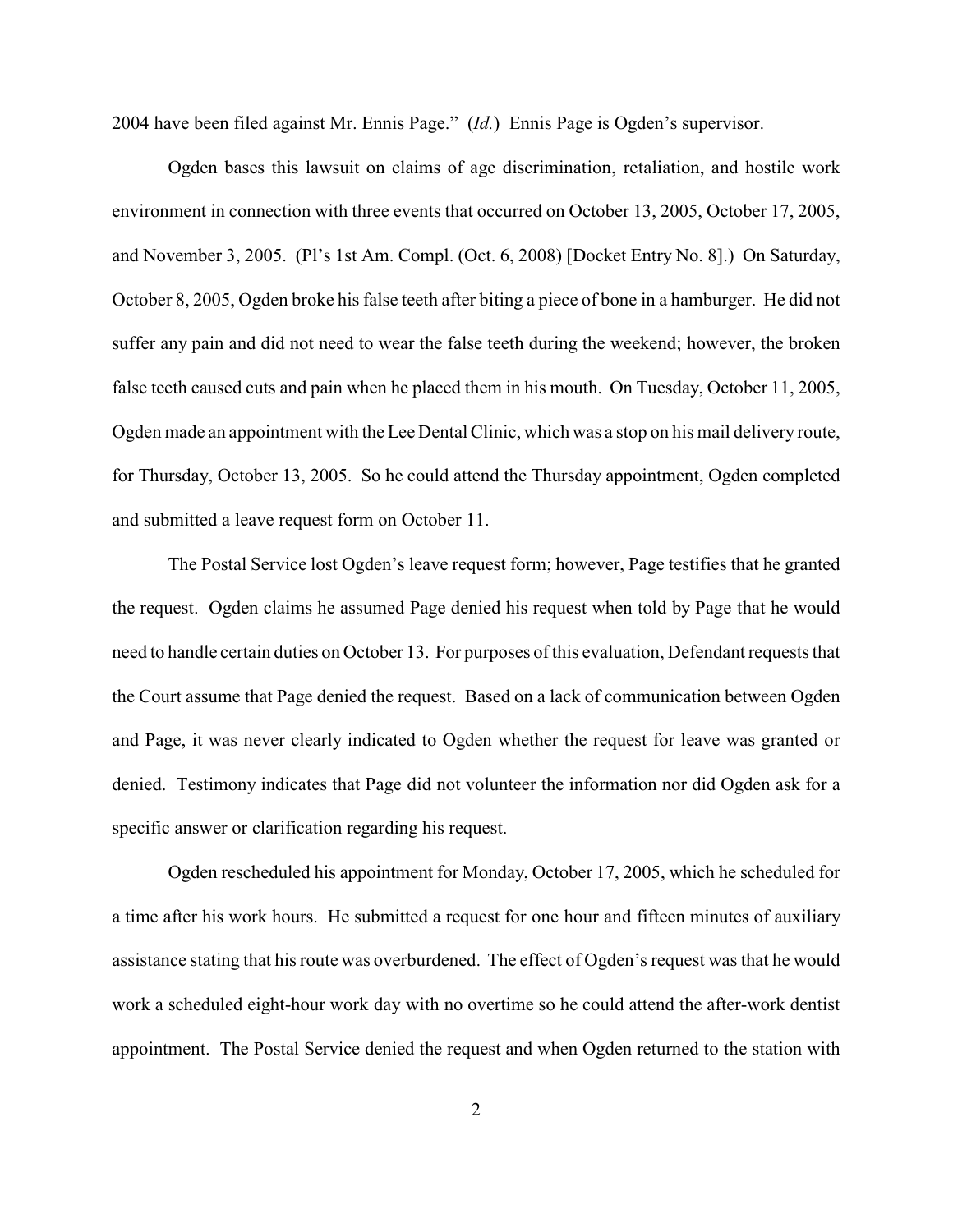2004 have been filed against Mr. Ennis Page." (*Id.*) Ennis Page is Ogden's supervisor.

Ogden bases this lawsuit on claims of age discrimination, retaliation, and hostile work environment in connection with three events that occurred on October 13, 2005, October 17, 2005, and November 3, 2005. (Pl's 1st Am. Compl. (Oct. 6, 2008) [Docket Entry No. 8].) On Saturday, October 8, 2005, Ogden broke his false teeth after biting a piece of bone in a hamburger. He did not suffer any pain and did not need to wear the false teeth during the weekend; however, the broken false teeth caused cuts and pain when he placed them in his mouth. On Tuesday, October 11, 2005, Ogden made an appointment with the Lee Dental Clinic, which was a stop on his mail delivery route, for Thursday, October 13, 2005. So he could attend the Thursday appointment, Ogden completed and submitted a leave request form on October 11.

The Postal Service lost Ogden's leave request form; however, Page testifies that he granted the request. Ogden claims he assumed Page denied his request when told by Page that he would need to handle certain duties on October 13. For purposes of this evaluation, Defendant requests that the Court assume that Page denied the request. Based on a lack of communication between Ogden and Page, it was never clearly indicated to Ogden whether the request for leave was granted or denied. Testimony indicates that Page did not volunteer the information nor did Ogden ask for a specific answer or clarification regarding his request.

Ogden rescheduled his appointment for Monday, October 17, 2005, which he scheduled for a time after his work hours. He submitted a request for one hour and fifteen minutes of auxiliary assistance stating that his route was overburdened. The effect of Ogden's request was that he would work a scheduled eight-hour work day with no overtime so he could attend the after-work dentist appointment. The Postal Service denied the request and when Ogden returned to the station with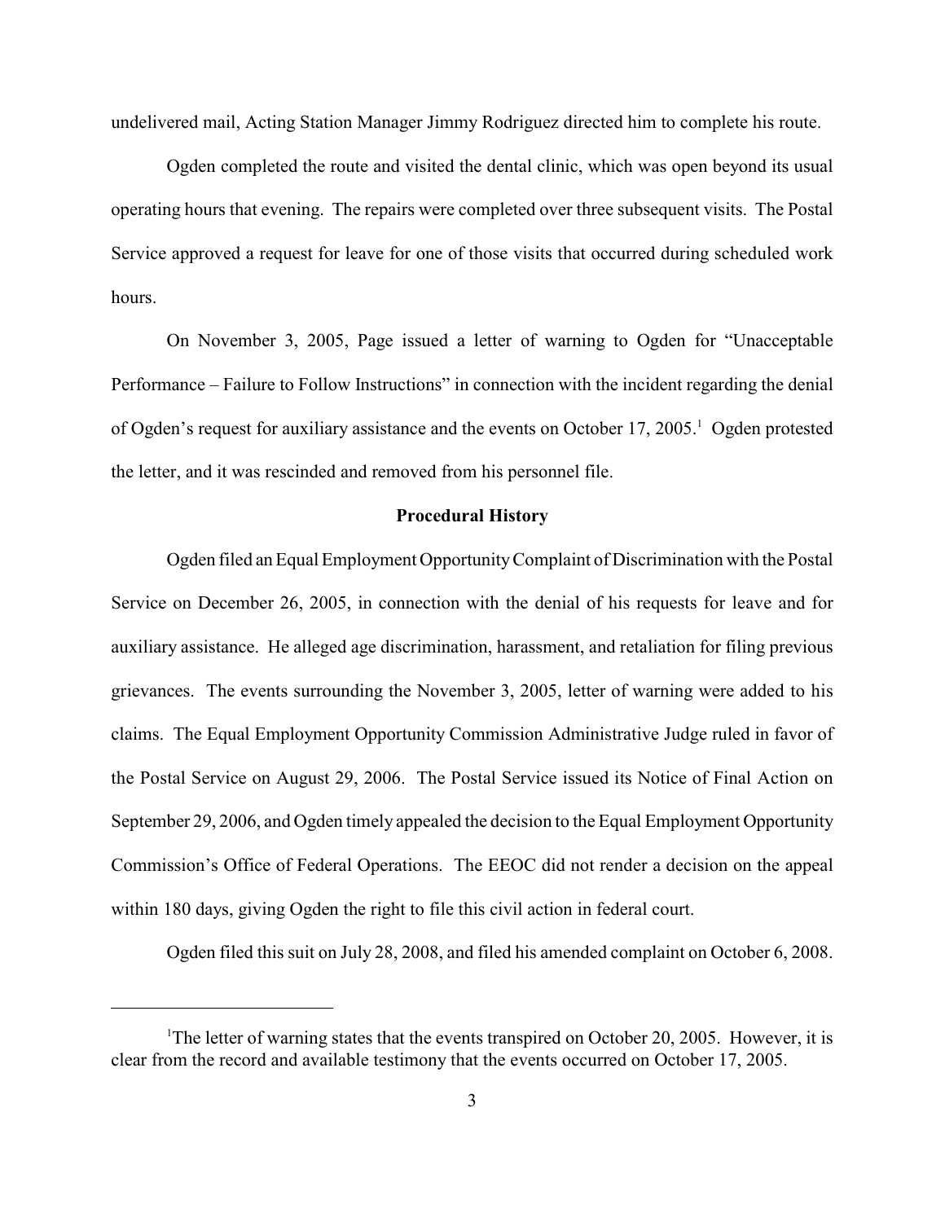undelivered mail, Acting Station Manager Jimmy Rodriguez directed him to complete his route.

Ogden completed the route and visited the dental clinic, which was open beyond its usual operating hours that evening. The repairs were completed over three subsequent visits. The Postal Service approved a request for leave for one of those visits that occurred during scheduled work hours.

On November 3, 2005, Page issued a letter of warning to Ogden for "Unacceptable Performance – Failure to Follow Instructions" in connection with the incident regarding the denial of Ogden's request for auxiliary assistance and the events on October 17, 2005.[1] Ogden protested the letter, and it was rescinded and removed from his personnel file.

**Procedural History**

Ogden filed an Equal Employment Opportunity Complaint of Discrimination with the Postal Service on December 26, 2005, in connection with the denial of his requests for leave and for auxiliary assistance. He alleged age discrimination, harassment, and retaliation for filing previous grievances. The events surrounding the November 3, 2005, letter of warning were added to his claims. The Equal Employment Opportunity Commission Administrative Judge ruled in favor of the Postal Service on August 29, 2006. The Postal Service issued its Notice of Final Action on September 29, 2006, and Ogden timely appealed the decision to the Equal Employment Opportunity Commission's Office of Federal Operations. The EEOC did not render a decision on the appeal within 180 days, giving Ogden the right to file this civil action in federal court.

Ogden filed this suit on July 28, 2008, and filed his amended complaint on October 6, 2008.

---

[1]The letter of warning states that the events transpired on October 20, 2005. However, it is clear from the record and available testimony that the events occurred on October 17, 2005.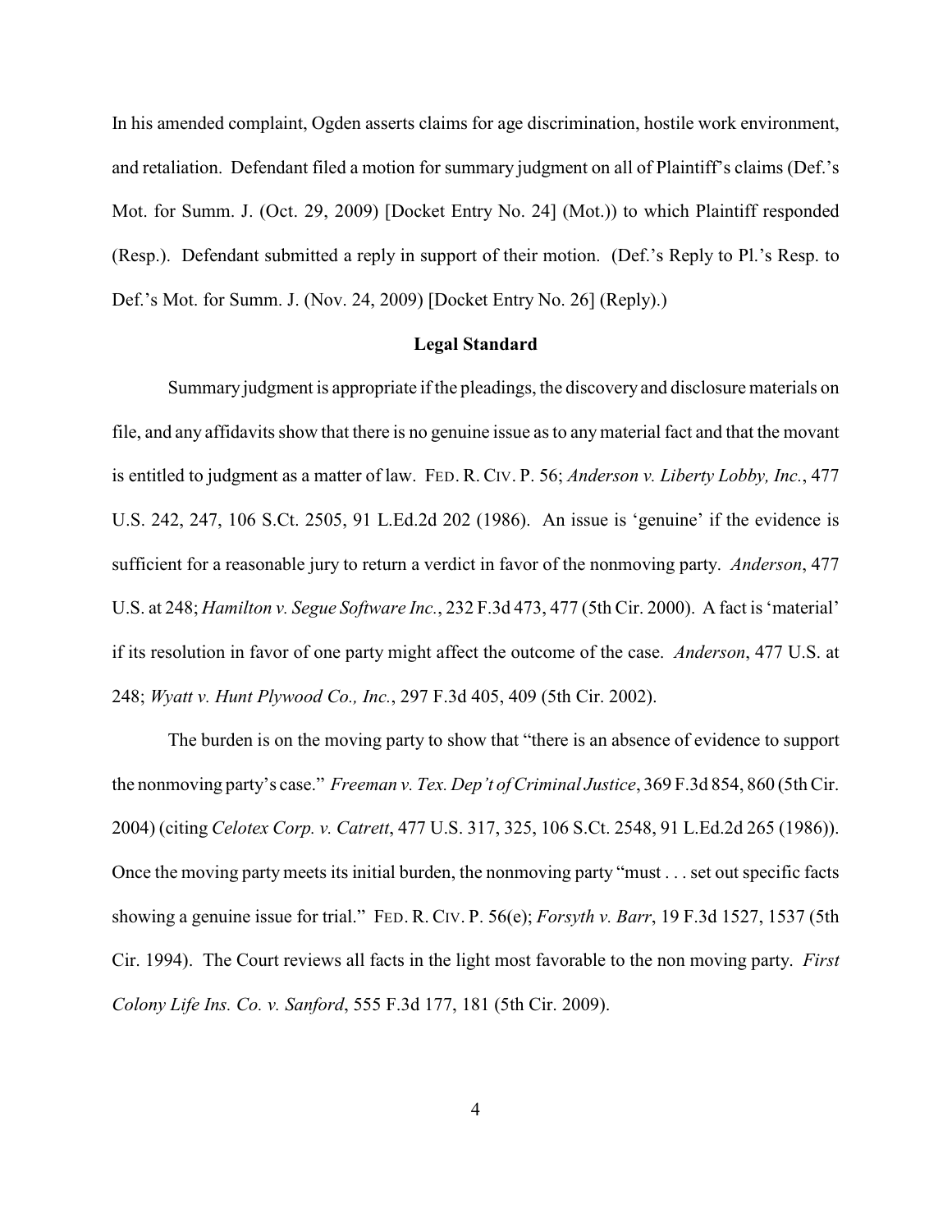In his amended complaint, Ogden asserts claims for age discrimination, hostile work environment, and retaliation. Defendant filed a motion for summary judgment on all of Plaintiff's claims (Def.'s Mot. for Summ. J. (Oct. 29, 2009) [Docket Entry No. 24] (Mot.)) to which Plaintiff responded (Resp.). Defendant submitted a reply in support of their motion. (Def.'s Reply to Pl.'s Resp. to Def.'s Mot. for Summ. J. (Nov. 24, 2009) [Docket Entry No. 26] (Reply).)

**Legal Standard**

Summary judgment is appropriate if the pleadings, the discovery and disclosure materials on file, and any affidavits show that there is no genuine issue as to any material fact and that the movant is entitled to judgment as a matter of law. FED. R. CIV. P. 56; *Anderson v. Liberty Lobby, Inc.*, 477 U.S. 242, 247, 106 S.Ct. 2505, 91 L.Ed.2d 202 (1986). An issue is 'genuine' if the evidence is sufficient for a reasonable jury to return a verdict in favor of the nonmoving party. *Anderson*, 477 U.S. at 248; *Hamilton v. Segue Software Inc.*, 232 F.3d 473, 477 (5th Cir. 2000). A fact is 'material' if its resolution in favor of one party might affect the outcome of the case. *Anderson*, 477 U.S. at 248; *Wyatt v. Hunt Plywood Co., Inc.*, 297 F.3d 405, 409 (5th Cir. 2002).

The burden is on the moving party to show that "there is an absence of evidence to support the nonmoving party's case." *Freeman v. Tex. Dep't of Criminal Justice*, 369 F.3d 854, 860 (5th Cir. 2004) (citing *Celotex Corp. v. Catrett*, 477 U.S. 317, 325, 106 S.Ct. 2548, 91 L.Ed.2d 265 (1986)). Once the moving party meets its initial burden, the nonmoving party "must . . . set out specific facts showing a genuine issue for trial." FED. R. CIV. P. 56(e); *Forsyth v. Barr*, 19 F.3d 1527, 1537 (5th Cir. 1994). The Court reviews all facts in the light most favorable to the non moving party. *First Colony Life Ins. Co. v. Sanford*, 555 F.3d 177, 181 (5th Cir. 2009).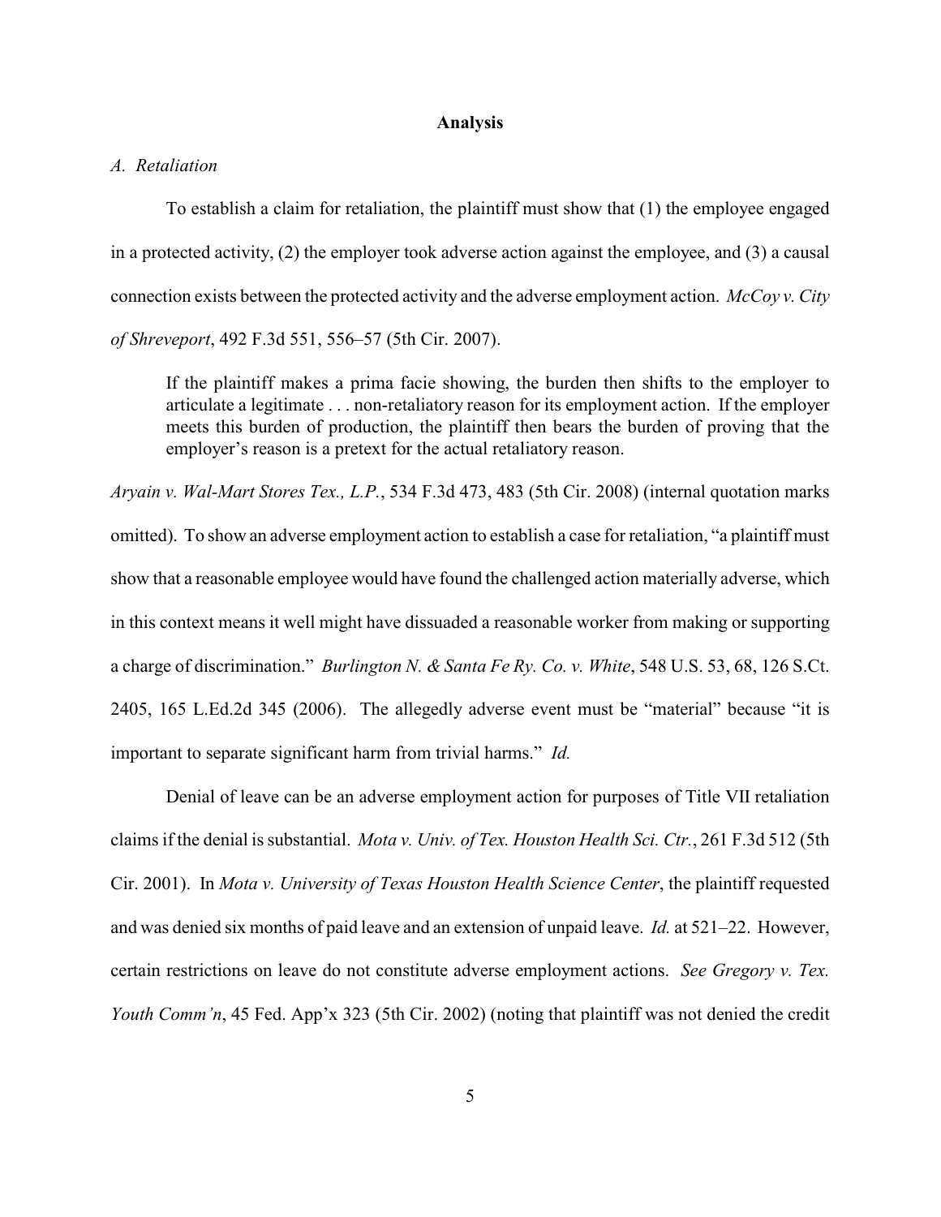## Analysis

*A. Retaliation*

To establish a claim for retaliation, the plaintiff must show that (1) the employee engaged in a protected activity, (2) the employer took adverse action against the employee, and (3) a causal connection exists between the protected activity and the adverse employment action. *McCoy v. City of Shreveport*, 492 F.3d 551, 556–57 (5th Cir. 2007).

> If the plaintiff makes a prima facie showing, the burden then shifts to the employer to articulate a legitimate . . . non-retaliatory reason for its employment action. If the employer meets this burden of production, the plaintiff then bears the burden of proving that the employer's reason is a pretext for the actual retaliatory reason.

*Aryain v. Wal-Mart Stores Tex., L.P.*, 534 F.3d 473, 483 (5th Cir. 2008) (internal quotation marks omitted). To show an adverse employment action to establish a case for retaliation, "a plaintiff must show that a reasonable employee would have found the challenged action materially adverse, which in this context means it well might have dissuaded a reasonable worker from making or supporting a charge of discrimination." *Burlington N. & Santa Fe Ry. Co. v. White*, 548 U.S. 53, 68, 126 S.Ct. 2405, 165 L.Ed.2d 345 (2006). The allegedly adverse event must be "material" because "it is important to separate significant harm from trivial harms." *Id.*

Denial of leave can be an adverse employment action for purposes of Title VII retaliation claims if the denial is substantial. *Mota v. Univ. of Tex. Houston Health Sci. Ctr.*, 261 F.3d 512 (5th Cir. 2001). In *Mota v. University of Texas Houston Health Science Center*, the plaintiff requested and was denied six months of paid leave and an extension of unpaid leave. *Id.* at 521–22. However, certain restrictions on leave do not constitute adverse employment actions. *See Gregory v. Tex. Youth Comm'n*, 45 Fed. App'x 323 (5th Cir. 2002) (noting that plaintiff was not denied the credit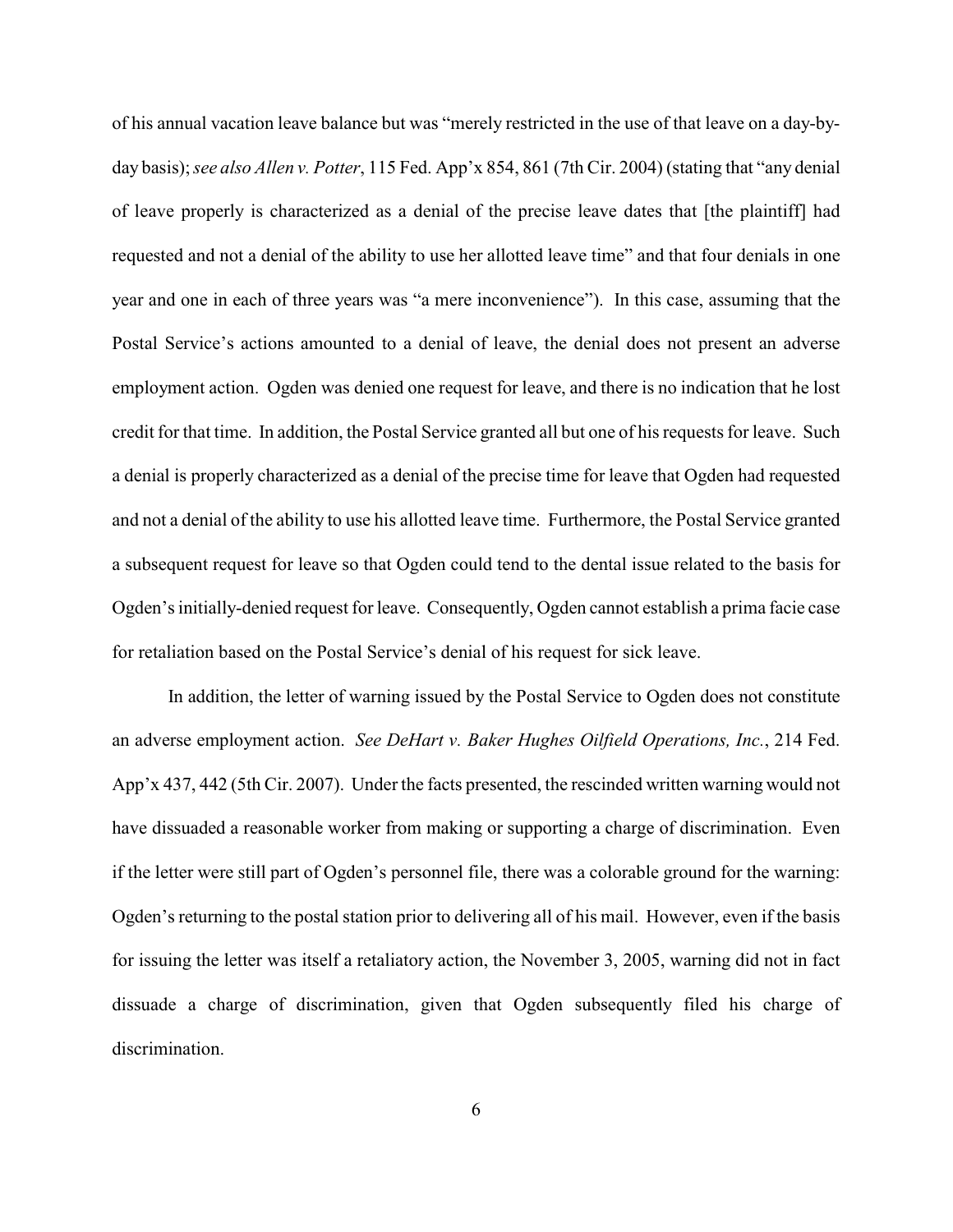of his annual vacation leave balance but was "merely restricted in the use of that leave on a day-by-day basis); *see also Allen v. Potter*, 115 Fed. App'x 854, 861 (7th Cir. 2004) (stating that "any denial of leave properly is characterized as a denial of the precise leave dates that [the plaintiff] had requested and not a denial of the ability to use her allotted leave time" and that four denials in one year and one in each of three years was "a mere inconvenience"). In this case, assuming that the Postal Service's actions amounted to a denial of leave, the denial does not present an adverse employment action. Ogden was denied one request for leave, and there is no indication that he lost credit for that time. In addition, the Postal Service granted all but one of his requests for leave. Such a denial is properly characterized as a denial of the precise time for leave that Ogden had requested and not a denial of the ability to use his allotted leave time. Furthermore, the Postal Service granted a subsequent request for leave so that Ogden could tend to the dental issue related to the basis for Ogden's initially-denied request for leave. Consequently, Ogden cannot establish a prima facie case for retaliation based on the Postal Service's denial of his request for sick leave.

In addition, the letter of warning issued by the Postal Service to Ogden does not constitute an adverse employment action. *See DeHart v. Baker Hughes Oilfield Operations, Inc.*, 214 Fed. App'x 437, 442 (5th Cir. 2007). Under the facts presented, the rescinded written warning would not have dissuaded a reasonable worker from making or supporting a charge of discrimination. Even if the letter were still part of Ogden's personnel file, there was a colorable ground for the warning: Ogden's returning to the postal station prior to delivering all of his mail. However, even if the basis for issuing the letter was itself a retaliatory action, the November 3, 2005, warning did not in fact dissuade a charge of discrimination, given that Ogden subsequently filed his charge of discrimination.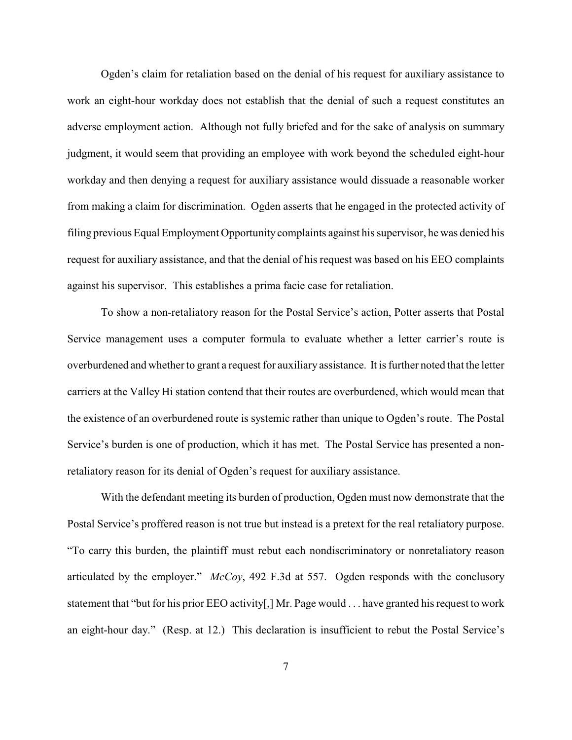Ogden's claim for retaliation based on the denial of his request for auxiliary assistance to work an eight-hour workday does not establish that the denial of such a request constitutes an adverse employment action. Although not fully briefed and for the sake of analysis on summary judgment, it would seem that providing an employee with work beyond the scheduled eight-hour workday and then denying a request for auxiliary assistance would dissuade a reasonable worker from making a claim for discrimination. Ogden asserts that he engaged in the protected activity of filing previous Equal Employment Opportunity complaints against his supervisor, he was denied his request for auxiliary assistance, and that the denial of his request was based on his EEO complaints against his supervisor. This establishes a prima facie case for retaliation.

To show a non-retaliatory reason for the Postal Service's action, Potter asserts that Postal Service management uses a computer formula to evaluate whether a letter carrier's route is overburdened and whether to grant a request for auxiliary assistance. It is further noted that the letter carriers at the Valley Hi station contend that their routes are overburdened, which would mean that the existence of an overburdened route is systemic rather than unique to Ogden's route. The Postal Service's burden is one of production, which it has met. The Postal Service has presented a non-retaliatory reason for its denial of Ogden's request for auxiliary assistance.

With the defendant meeting its burden of production, Ogden must now demonstrate that the Postal Service's proffered reason is not true but instead is a pretext for the real retaliatory purpose. "To carry this burden, the plaintiff must rebut each nondiscriminatory or nonretaliatory reason articulated by the employer." *McCoy*, 492 F.3d at 557. Ogden responds with the conclusory statement that "but for his prior EEO activity[,] Mr. Page would . . . have granted his request to work an eight-hour day." (Resp. at 12.) This declaration is insufficient to rebut the Postal Service's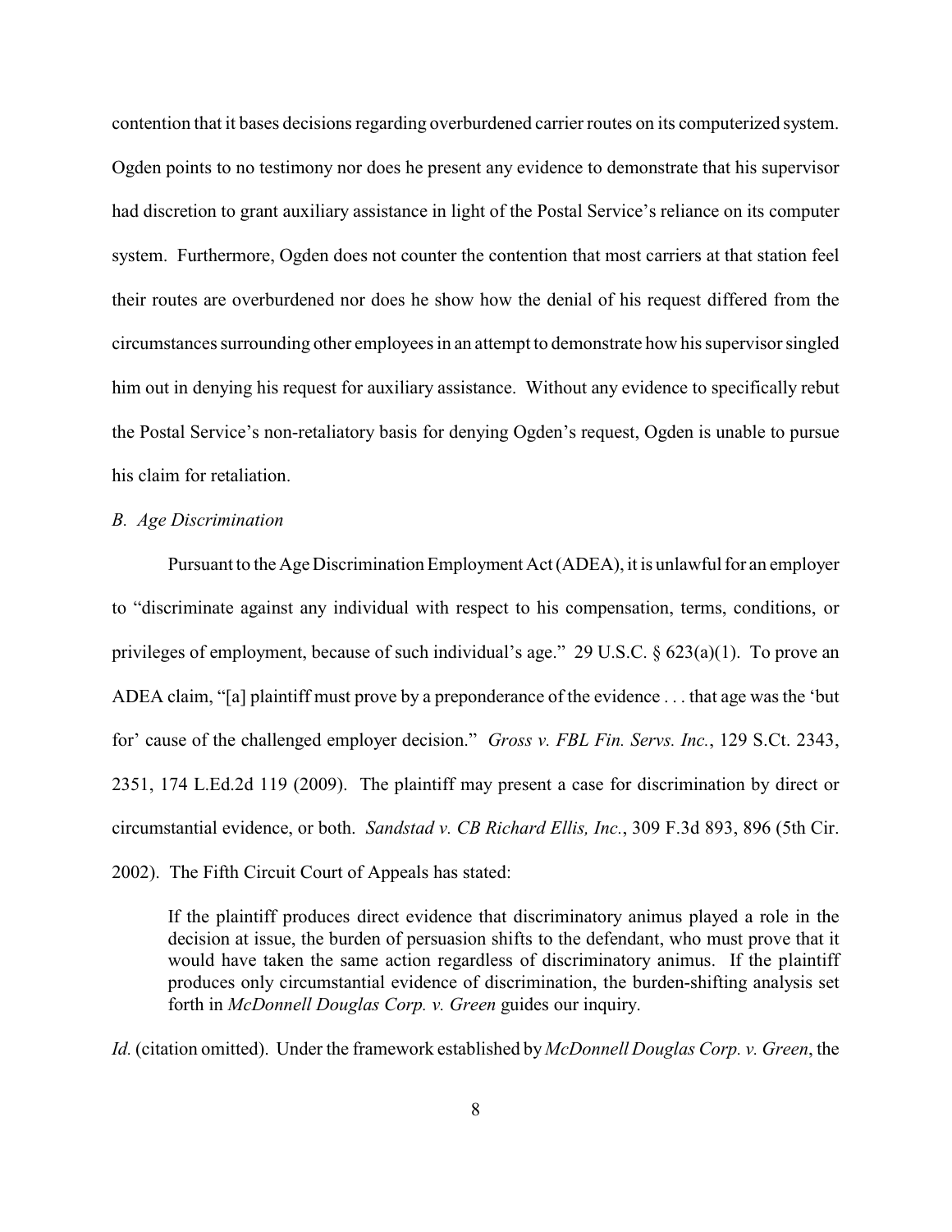contention that it bases decisions regarding overburdened carrier routes on its computerized system. Ogden points to no testimony nor does he present any evidence to demonstrate that his supervisor had discretion to grant auxiliary assistance in light of the Postal Service's reliance on its computer system. Furthermore, Ogden does not counter the contention that most carriers at that station feel their routes are overburdened nor does he show how the denial of his request differed from the circumstances surrounding other employees in an attempt to demonstrate how his supervisor singled him out in denying his request for auxiliary assistance. Without any evidence to specifically rebut the Postal Service's non-retaliatory basis for denying Ogden's request, Ogden is unable to pursue his claim for retaliation.

*B. Age Discrimination*

Pursuant to the Age Discrimination Employment Act (ADEA), it is unlawful for an employer to "discriminate against any individual with respect to his compensation, terms, conditions, or privileges of employment, because of such individual's age." 29 U.S.C. § 623(a)(1). To prove an ADEA claim, "[a] plaintiff must prove by a preponderance of the evidence . . . that age was the 'but for' cause of the challenged employer decision." *Gross v. FBL Fin. Servs. Inc.*, 129 S.Ct. 2343, 2351, 174 L.Ed.2d 119 (2009). The plaintiff may present a case for discrimination by direct or circumstantial evidence, or both. *Sandstad v. CB Richard Ellis, Inc.*, 309 F.3d 893, 896 (5th Cir. 2002). The Fifth Circuit Court of Appeals has stated:

> If the plaintiff produces direct evidence that discriminatory animus played a role in the decision at issue, the burden of persuasion shifts to the defendant, who must prove that it would have taken the same action regardless of discriminatory animus. If the plaintiff produces only circumstantial evidence of discrimination, the burden-shifting analysis set forth in *McDonnell Douglas Corp. v. Green* guides our inquiry.

*Id.* (citation omitted). Under the framework established by *McDonnell Douglas Corp. v. Green*, the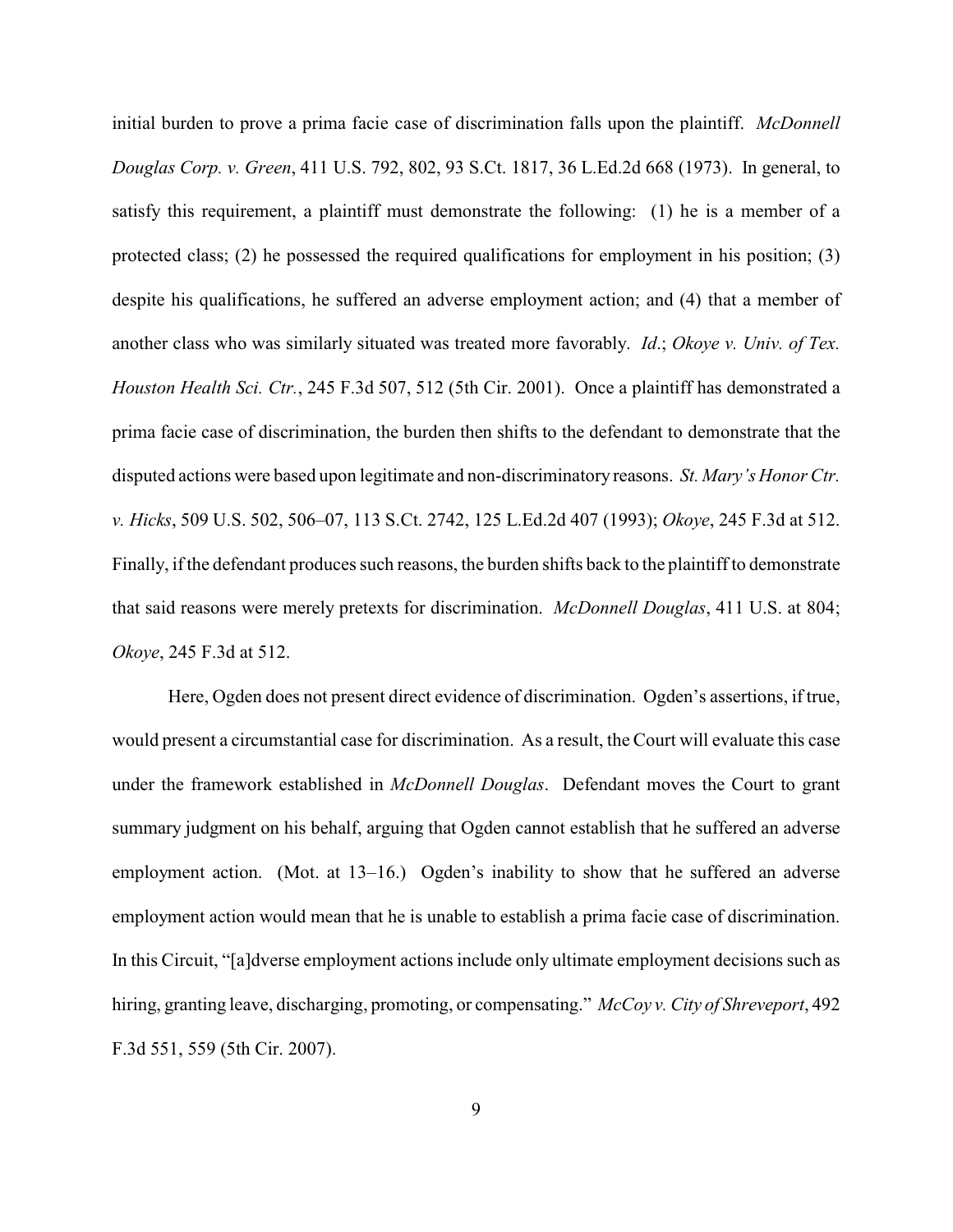initial burden to prove a prima facie case of discrimination falls upon the plaintiff. *McDonnell Douglas Corp. v. Green*, 411 U.S. 792, 802, 93 S.Ct. 1817, 36 L.Ed.2d 668 (1973). In general, to satisfy this requirement, a plaintiff must demonstrate the following: (1) he is a member of a protected class; (2) he possessed the required qualifications for employment in his position; (3) despite his qualifications, he suffered an adverse employment action; and (4) that a member of another class who was similarly situated was treated more favorably. *Id*.; *Okoye v. Univ. of Tex. Houston Health Sci. Ctr.*, 245 F.3d 507, 512 (5th Cir. 2001). Once a plaintiff has demonstrated a prima facie case of discrimination, the burden then shifts to the defendant to demonstrate that the disputed actions were based upon legitimate and non-discriminatory reasons. *St. Mary's Honor Ctr. v. Hicks*, 509 U.S. 502, 506–07, 113 S.Ct. 2742, 125 L.Ed.2d 407 (1993); *Okoye*, 245 F.3d at 512. Finally, if the defendant produces such reasons, the burden shifts back to the plaintiff to demonstrate that said reasons were merely pretexts for discrimination. *McDonnell Douglas*, 411 U.S. at 804; *Okoye*, 245 F.3d at 512.

Here, Ogden does not present direct evidence of discrimination. Ogden's assertions, if true, would present a circumstantial case for discrimination. As a result, the Court will evaluate this case under the framework established in *McDonnell Douglas*. Defendant moves the Court to grant summary judgment on his behalf, arguing that Ogden cannot establish that he suffered an adverse employment action. (Mot. at 13–16.) Ogden's inability to show that he suffered an adverse employment action would mean that he is unable to establish a prima facie case of discrimination. In this Circuit, "[a]dverse employment actions include only ultimate employment decisions such as hiring, granting leave, discharging, promoting, or compensating." *McCoy v. City of Shreveport*, 492 F.3d 551, 559 (5th Cir. 2007).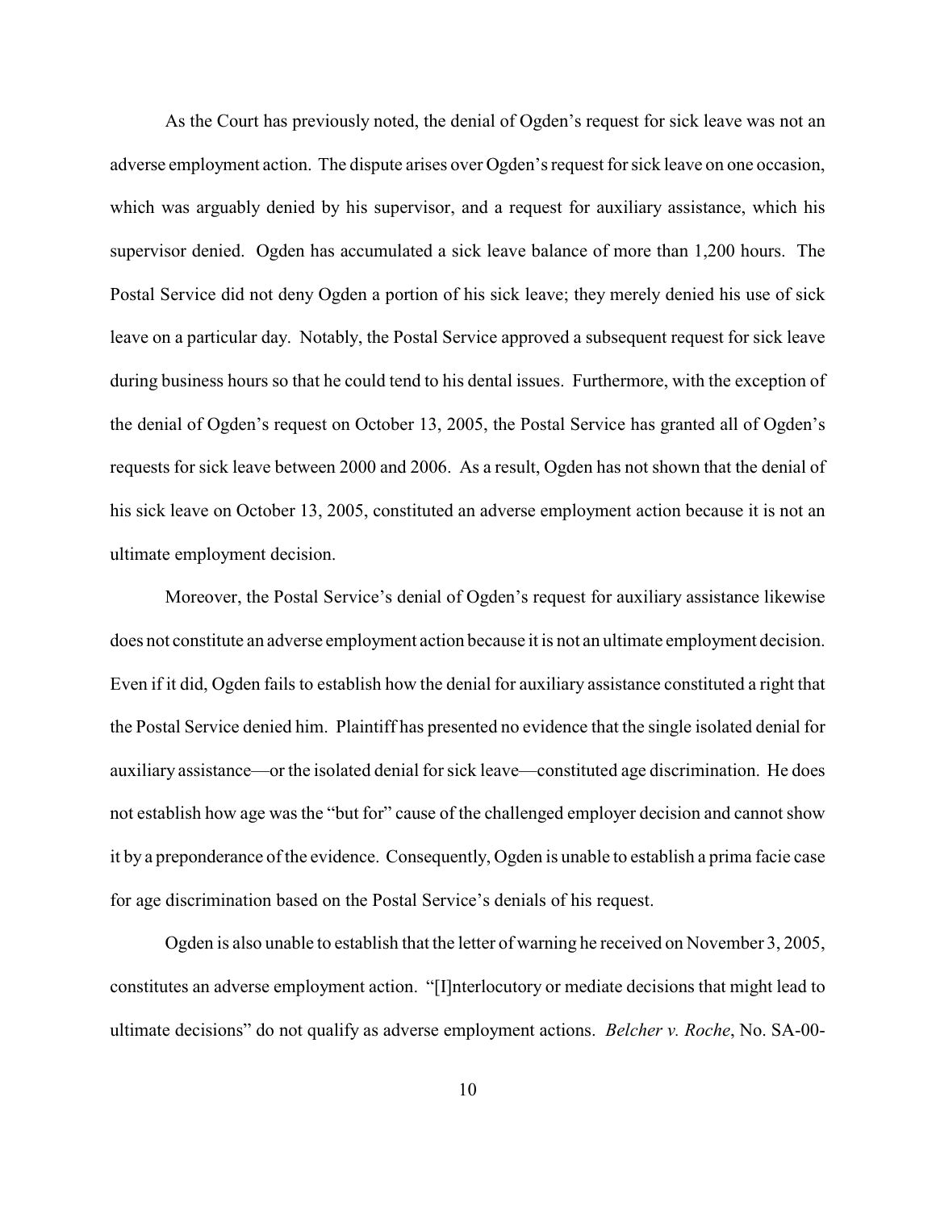As the Court has previously noted, the denial of Ogden's request for sick leave was not an adverse employment action. The dispute arises over Ogden's request for sick leave on one occasion, which was arguably denied by his supervisor, and a request for auxiliary assistance, which his supervisor denied. Ogden has accumulated a sick leave balance of more than 1,200 hours. The Postal Service did not deny Ogden a portion of his sick leave; they merely denied his use of sick leave on a particular day. Notably, the Postal Service approved a subsequent request for sick leave during business hours so that he could tend to his dental issues. Furthermore, with the exception of the denial of Ogden's request on October 13, 2005, the Postal Service has granted all of Ogden's requests for sick leave between 2000 and 2006. As a result, Ogden has not shown that the denial of his sick leave on October 13, 2005, constituted an adverse employment action because it is not an ultimate employment decision.

Moreover, the Postal Service's denial of Ogden's request for auxiliary assistance likewise does not constitute an adverse employment action because it is not an ultimate employment decision. Even if it did, Ogden fails to establish how the denial for auxiliary assistance constituted a right that the Postal Service denied him. Plaintiff has presented no evidence that the single isolated denial for auxiliary assistance—or the isolated denial for sick leave—constituted age discrimination. He does not establish how age was the "but for" cause of the challenged employer decision and cannot show it by a preponderance of the evidence. Consequently, Ogden is unable to establish a prima facie case for age discrimination based on the Postal Service's denials of his request.

Ogden is also unable to establish that the letter of warning he received on November 3, 2005, constitutes an adverse employment action. "[I]nterlocutory or mediate decisions that might lead to ultimate decisions" do not qualify as adverse employment actions. *Belcher v. Roche*, No. SA-00-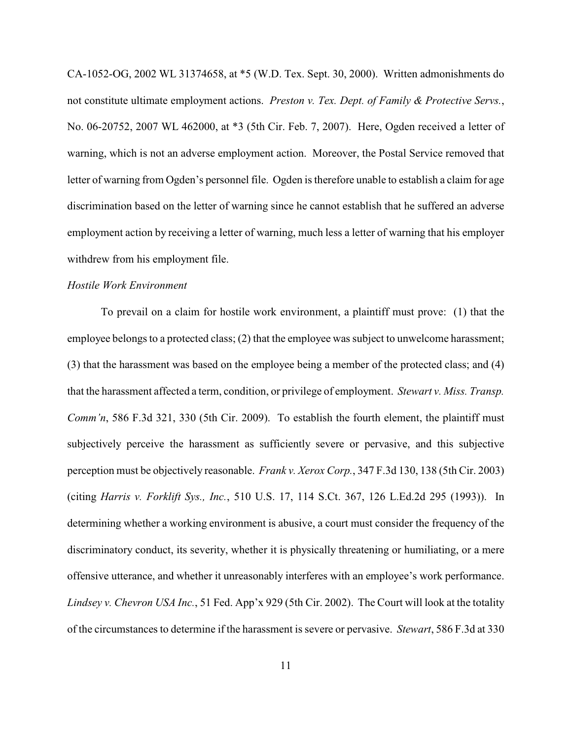CA-1052-OG, 2002 WL 31374658, at *5 (W.D. Tex. Sept. 30, 2000). Written admonishments do not constitute ultimate employment actions. *Preston v. Tex. Dept. of Family & Protective Servs.*, No. 06-20752, 2007 WL 462000, at *3 (5th Cir. Feb. 7, 2007). Here, Ogden received a letter of warning, which is not an adverse employment action. Moreover, the Postal Service removed that letter of warning from Ogden's personnel file. Ogden is therefore unable to establish a claim for age discrimination based on the letter of warning since he cannot establish that he suffered an adverse employment action by receiving a letter of warning, much less a letter of warning that his employer withdrew from his employment file.

*Hostile Work Environment*

To prevail on a claim for hostile work environment, a plaintiff must prove: (1) that the employee belongs to a protected class; (2) that the employee was subject to unwelcome harassment; (3) that the harassment was based on the employee being a member of the protected class; and (4) that the harassment affected a term, condition, or privilege of employment. *Stewart v. Miss. Transp. Comm'n*, 586 F.3d 321, 330 (5th Cir. 2009). To establish the fourth element, the plaintiff must subjectively perceive the harassment as sufficiently severe or pervasive, and this subjective perception must be objectively reasonable. *Frank v. Xerox Corp.*, 347 F.3d 130, 138 (5th Cir. 2003) (citing *Harris v. Forklift Sys., Inc.*, 510 U.S. 17, 114 S.Ct. 367, 126 L.Ed.2d 295 (1993)). In determining whether a working environment is abusive, a court must consider the frequency of the discriminatory conduct, its severity, whether it is physically threatening or humiliating, or a mere offensive utterance, and whether it unreasonably interferes with an employee's work performance. *Lindsey v. Chevron USA Inc.*, 51 Fed. App'x 929 (5th Cir. 2002). The Court will look at the totality of the circumstances to determine if the harassment is severe or pervasive. *Stewart*, 586 F.3d at 330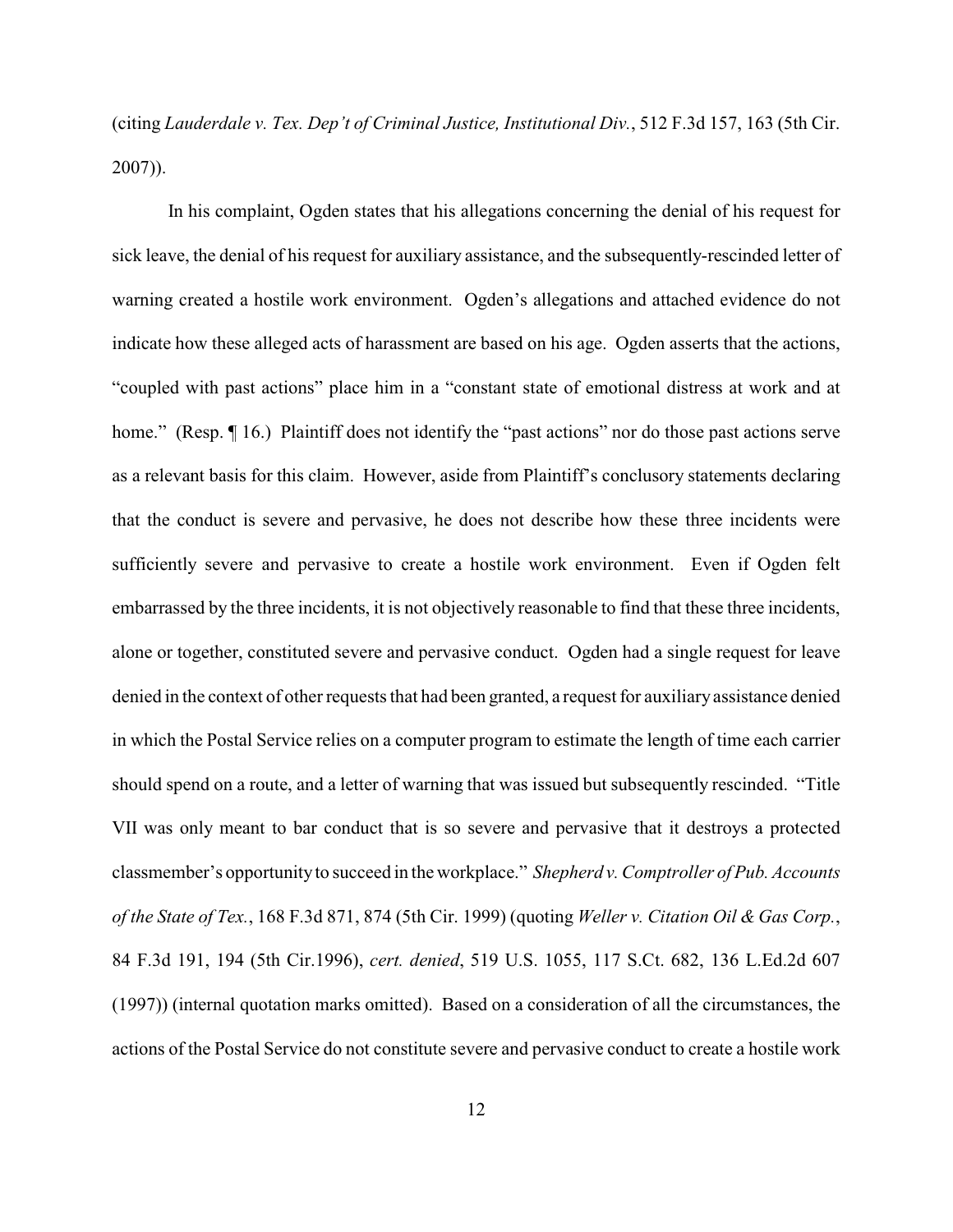(citing *Lauderdale v. Tex. Dep't of Criminal Justice, Institutional Div.*, 512 F.3d 157, 163 (5th Cir. 2007)).

In his complaint, Ogden states that his allegations concerning the denial of his request for sick leave, the denial of his request for auxiliary assistance, and the subsequently-rescinded letter of warning created a hostile work environment. Ogden's allegations and attached evidence do not indicate how these alleged acts of harassment are based on his age. Ogden asserts that the actions, "coupled with past actions" place him in a "constant state of emotional distress at work and at home." (Resp. ¶ 16.) Plaintiff does not identify the "past actions" nor do those past actions serve as a relevant basis for this claim. However, aside from Plaintiff's conclusory statements declaring that the conduct is severe and pervasive, he does not describe how these three incidents were sufficiently severe and pervasive to create a hostile work environment. Even if Ogden felt embarrassed by the three incidents, it is not objectively reasonable to find that these three incidents, alone or together, constituted severe and pervasive conduct. Ogden had a single request for leave denied in the context of other requests that had been granted, a request for auxiliary assistance denied in which the Postal Service relies on a computer program to estimate the length of time each carrier should spend on a route, and a letter of warning that was issued but subsequently rescinded. "Title VII was only meant to bar conduct that is so severe and pervasive that it destroys a protected classmember's opportunity to succeed in the workplace." *Shepherd v. Comptroller of Pub. Accounts of the State of Tex.*, 168 F.3d 871, 874 (5th Cir. 1999) (quoting *Weller v. Citation Oil & Gas Corp.*, 84 F.3d 191, 194 (5th Cir.1996), *cert. denied*, 519 U.S. 1055, 117 S.Ct. 682, 136 L.Ed.2d 607 (1997)) (internal quotation marks omitted). Based on a consideration of all the circumstances, the actions of the Postal Service do not constitute severe and pervasive conduct to create a hostile work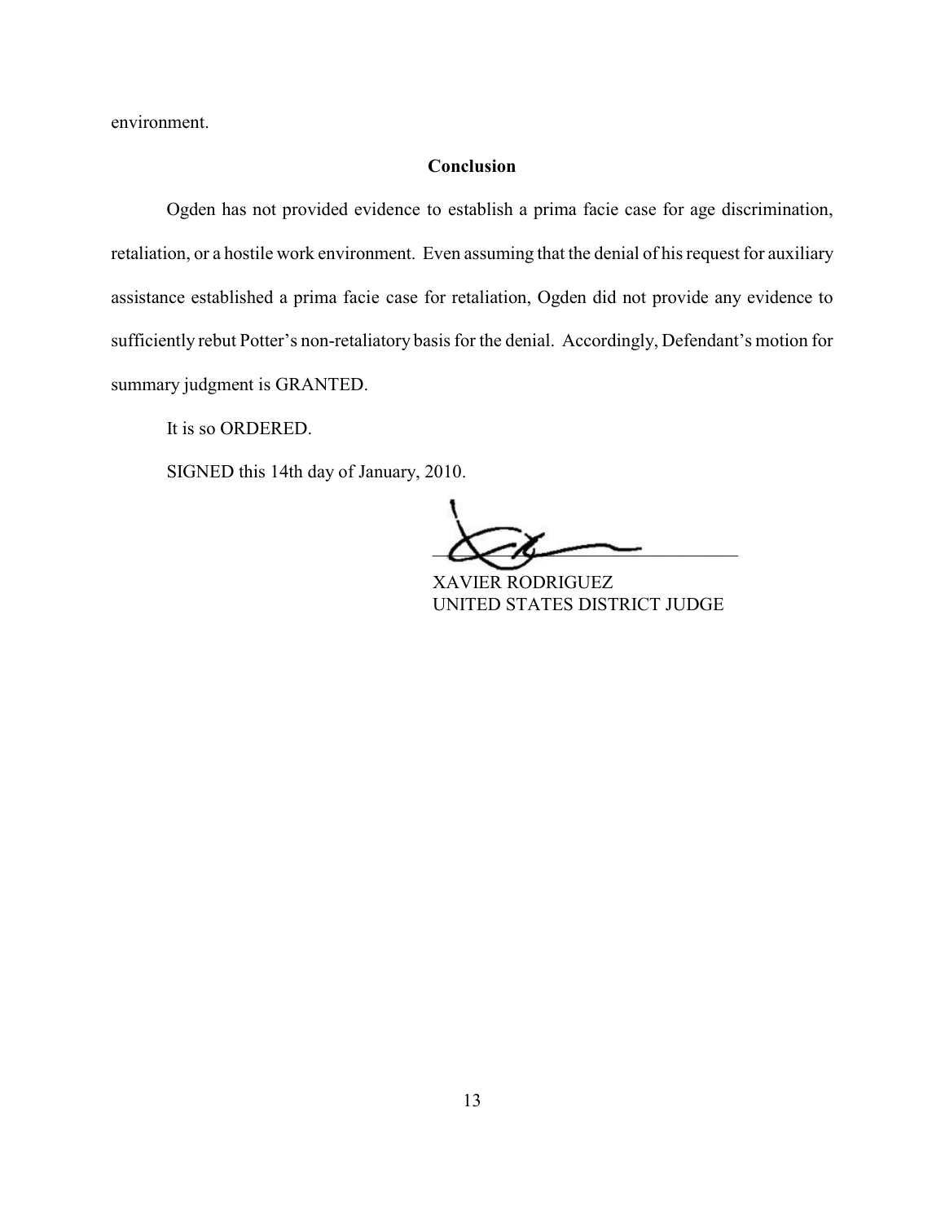environment.

## Conclusion

Ogden has not provided evidence to establish a prima facie case for age discrimination, retaliation, or a hostile work environment. Even assuming that the denial of his request for auxiliary assistance established a prima facie case for retaliation, Ogden did not provide any evidence to sufficiently rebut Potter's non-retaliatory basis for the denial. Accordingly, Defendant's motion for summary judgment is GRANTED.

It is so ORDERED.

SIGNED this 14th day of January, 2010.

XAVIER RODRIGUEZ
UNITED STATES DISTRICT JUDGE